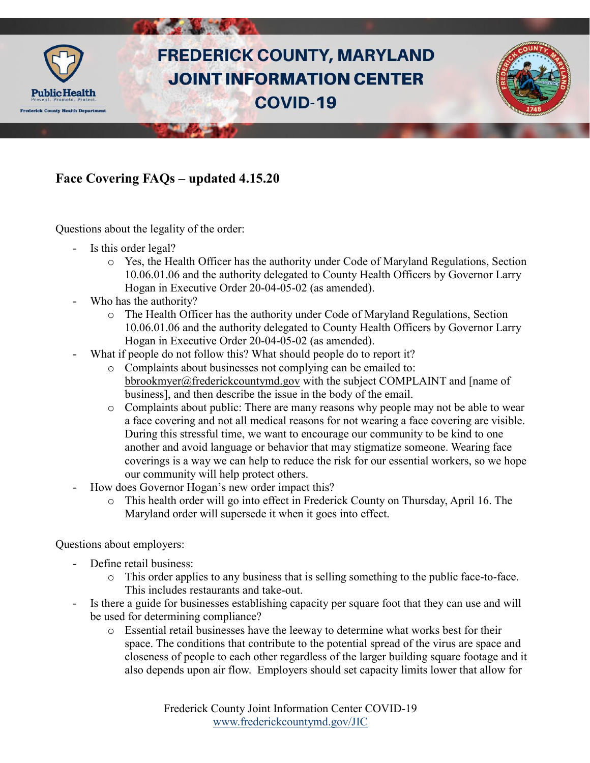# FREDERICK COUNTY, MARYLAND JOINT INFORMATION CENTER COVID-19

## Face Covering FAQs – updated 4.15.20

Questions about the legality of the order:

- Is this order legal?
  - Yes, the Health Officer has the authority under Code of Maryland Regulations, Section 10.06.01.06 and the authority delegated to County Health Officers by Governor Larry Hogan in Executive Order 20-04-05-02 (as amended).
- Who has the authority?
  - The Health Officer has the authority under Code of Maryland Regulations, Section 10.06.01.06 and the authority delegated to County Health Officers by Governor Larry Hogan in Executive Order 20-04-05-02 (as amended).
- What if people do not follow this? What should people do to report it?
  - Complaints about businesses not complying can be emailed to: bbrookmyer@frederickcountymd.gov with the subject COMPLAINT and [name of business], and then describe the issue in the body of the email.
  - Complaints about public: There are many reasons why people may not be able to wear a face covering and not all medical reasons for not wearing a face covering are visible. During this stressful time, we want to encourage our community to be kind to one another and avoid language or behavior that may stigmatize someone. Wearing face coverings is a way we can help to reduce the risk for our essential workers, so we hope our community will help protect others.
- How does Governor Hogan's new order impact this?
  - This health order will go into effect in Frederick County on Thursday, April 16. The Maryland order will supersede it when it goes into effect.

Questions about employers:

- Define retail business:
  - This order applies to any business that is selling something to the public face-to-face. This includes restaurants and take-out.
- Is there a guide for businesses establishing capacity per square foot that they can use and will be used for determining compliance?
  - Essential retail businesses have the leeway to determine what works best for their space. The conditions that contribute to the potential spread of the virus are space and closeness of people to each other regardless of the larger building square footage and it also depends upon air flow. Employers should set capacity limits lower that allow for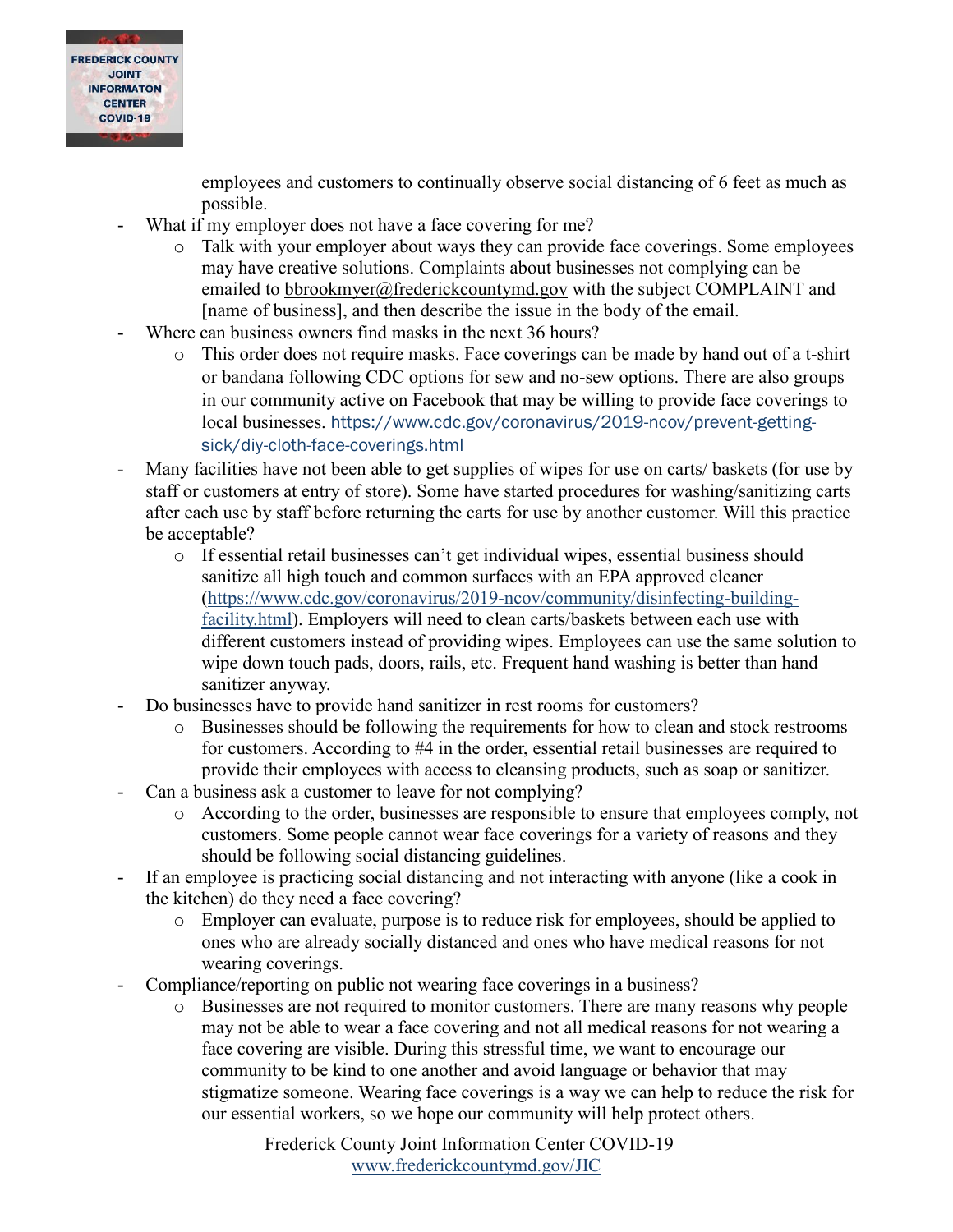employees and customers to continually observe social distancing of 6 feet as much as possible.

- What if my employer does not have a face covering for me?
  - Talk with your employer about ways they can provide face coverings. Some employees may have creative solutions. Complaints about businesses not complying can be emailed to bbrookmyer@frederickcountymd.gov with the subject COMPLAINT and [name of business], and then describe the issue in the body of the email.
- Where can business owners find masks in the next 36 hours?
  - This order does not require masks. Face coverings can be made by hand out of a t-shirt or bandana following CDC options for sew and no-sew options. There are also groups in our community active on Facebook that may be willing to provide face coverings to local businesses. https://www.cdc.gov/coronavirus/2019-ncov/prevent-getting-sick/diy-cloth-face-coverings.html
- Many facilities have not been able to get supplies of wipes for use on carts/ baskets (for use by staff or customers at entry of store). Some have started procedures for washing/sanitizing carts after each use by staff before returning the carts for use by another customer. Will this practice be acceptable?
  - If essential retail businesses can't get individual wipes, essential business should sanitize all high touch and common surfaces with an EPA approved cleaner (https://www.cdc.gov/coronavirus/2019-ncov/community/disinfecting-building-facility.html). Employers will need to clean carts/baskets between each use with different customers instead of providing wipes. Employees can use the same solution to wipe down touch pads, doors, rails, etc. Frequent hand washing is better than hand sanitizer anyway.
- Do businesses have to provide hand sanitizer in rest rooms for customers?
  - Businesses should be following the requirements for how to clean and stock restrooms for customers. According to #4 in the order, essential retail businesses are required to provide their employees with access to cleansing products, such as soap or sanitizer.
- Can a business ask a customer to leave for not complying?
  - According to the order, businesses are responsible to ensure that employees comply, not customers. Some people cannot wear face coverings for a variety of reasons and they should be following social distancing guidelines.
- If an employee is practicing social distancing and not interacting with anyone (like a cook in the kitchen) do they need a face covering?
  - Employer can evaluate, purpose is to reduce risk for employees, should be applied to ones who are already socially distanced and ones who have medical reasons for not wearing coverings.
- Compliance/reporting on public not wearing face coverings in a business?
  - Businesses are not required to monitor customers. There are many reasons why people may not be able to wear a face covering and not all medical reasons for not wearing a face covering are visible. During this stressful time, we want to encourage our community to be kind to one another and avoid language or behavior that may stigmatize someone. Wearing face coverings is a way we can help to reduce the risk for our essential workers, so we hope our community will help protect others.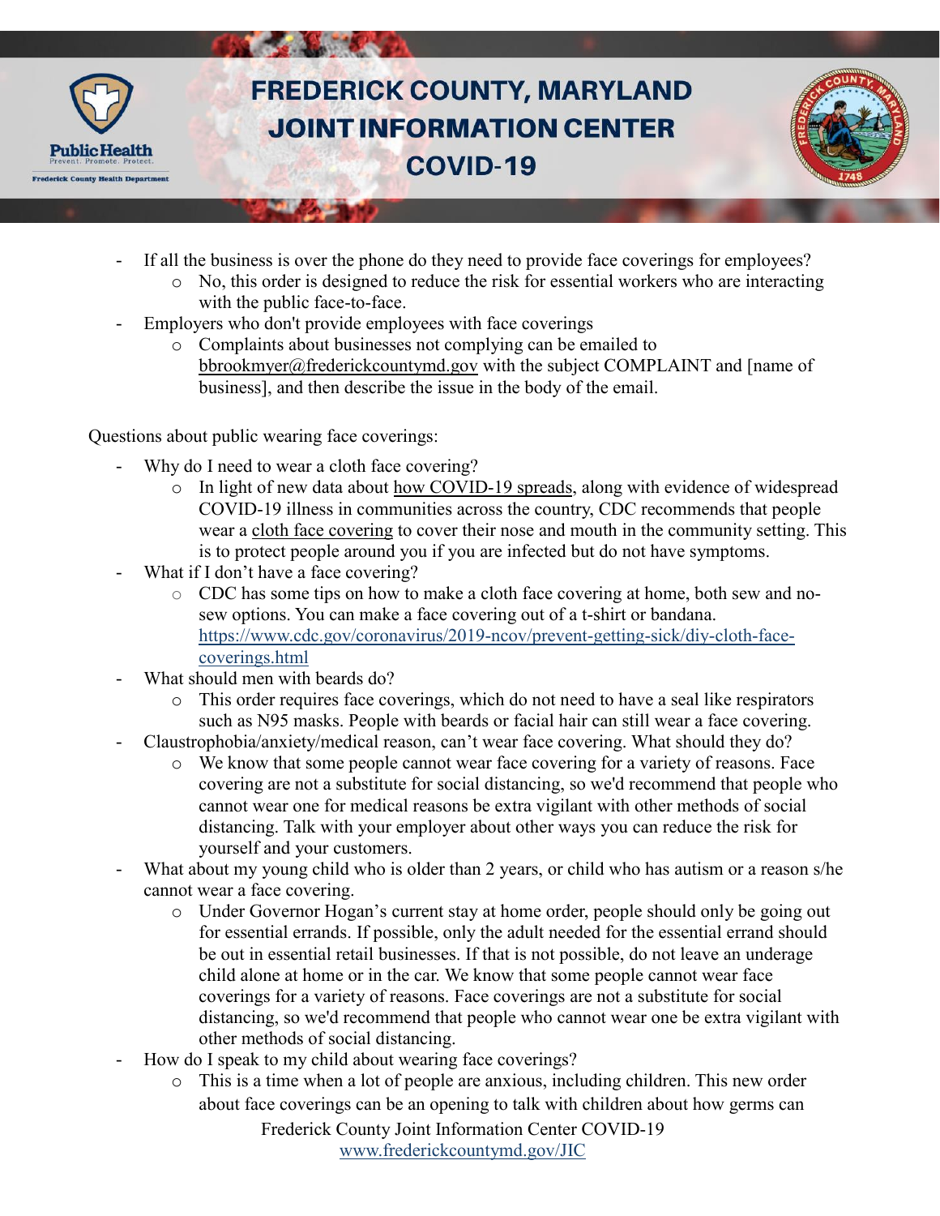- If all the business is over the phone do they need to provide face coverings for employees?
  - No, this order is designed to reduce the risk for essential workers who are interacting with the public face-to-face.
- Employers who don't provide employees with face coverings
  - Complaints about businesses not complying can be emailed to bbrookmyer@frederickcountymd.gov with the subject COMPLAINT and [name of business], and then describe the issue in the body of the email.

Questions about public wearing face coverings:

- Why do I need to wear a cloth face covering?
  - In light of new data about how COVID-19 spreads, along with evidence of widespread COVID-19 illness in communities across the country, CDC recommends that people wear a cloth face covering to cover their nose and mouth in the community setting. This is to protect people around you if you are infected but do not have symptoms.
- What if I don't have a face covering?
  - CDC has some tips on how to make a cloth face covering at home, both sew and no-sew options. You can make a face covering out of a t-shirt or bandana. https://www.cdc.gov/coronavirus/2019-ncov/prevent-getting-sick/diy-cloth-face-coverings.html
- What should men with beards do?
  - This order requires face coverings, which do not need to have a seal like respirators such as N95 masks. People with beards or facial hair can still wear a face covering.
- Claustrophobia/anxiety/medical reason, can't wear face covering. What should they do?
  - We know that some people cannot wear face covering for a variety of reasons. Face covering are not a substitute for social distancing, so we'd recommend that people who cannot wear one for medical reasons be extra vigilant with other methods of social distancing. Talk with your employer about other ways you can reduce the risk for yourself and your customers.
- What about my young child who is older than 2 years, or child who has autism or a reason s/he cannot wear a face covering.
  - Under Governor Hogan's current stay at home order, people should only be going out for essential errands. If possible, only the adult needed for the essential errand should be out in essential retail businesses. If that is not possible, do not leave an underage child alone at home or in the car. We know that some people cannot wear face coverings for a variety of reasons. Face coverings are not a substitute for social distancing, so we'd recommend that people who cannot wear one be extra vigilant with other methods of social distancing.
- How do I speak to my child about wearing face coverings?
  - This is a time when a lot of people are anxious, including children. This new order about face coverings can be an opening to talk with children about how germs can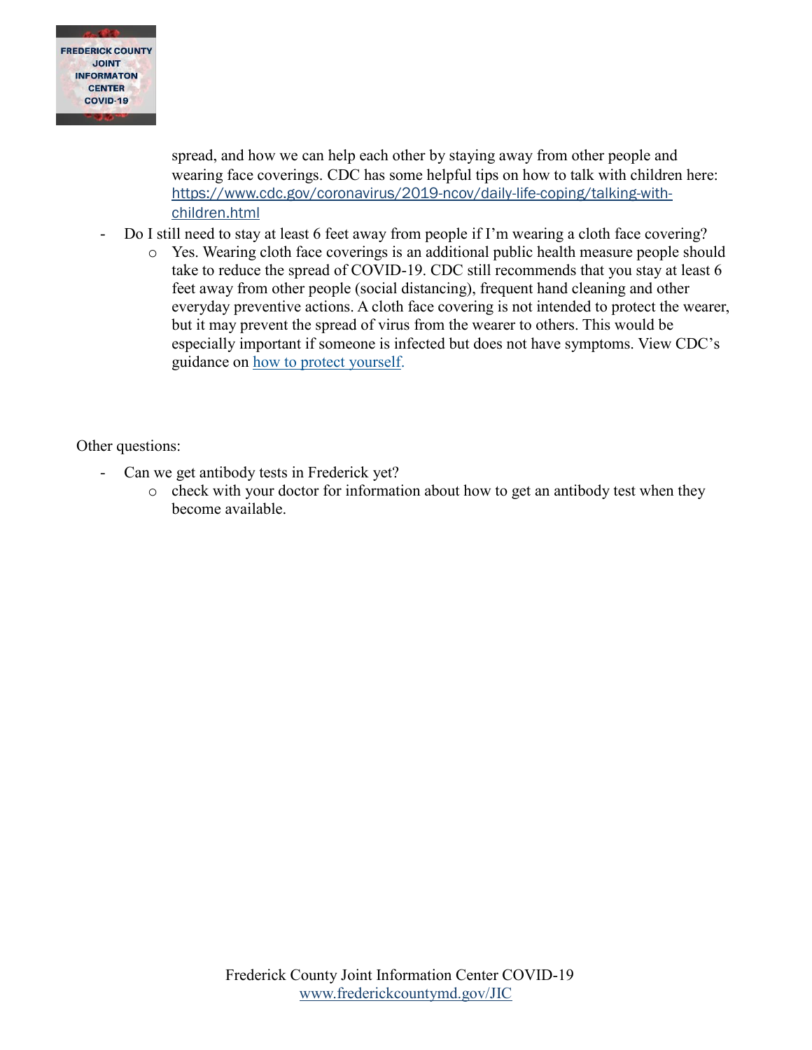spread, and how we can help each other by staying away from other people and wearing face coverings. CDC has some helpful tips on how to talk with children here: https://www.cdc.gov/coronavirus/2019-ncov/daily-life-coping/talking-with-children.html

- Do I still need to stay at least 6 feet away from people if I'm wearing a cloth face covering?
  - Yes. Wearing cloth face coverings is an additional public health measure people should take to reduce the spread of COVID-19. CDC still recommends that you stay at least 6 feet away from other people (social distancing), frequent hand cleaning and other everyday preventive actions. A cloth face covering is not intended to protect the wearer, but it may prevent the spread of virus from the wearer to others. This would be especially important if someone is infected but does not have symptoms. View CDC's guidance on how to protect yourself.

Other questions:

- Can we get antibody tests in Frederick yet?
  - check with your doctor for information about how to get an antibody test when they become available.